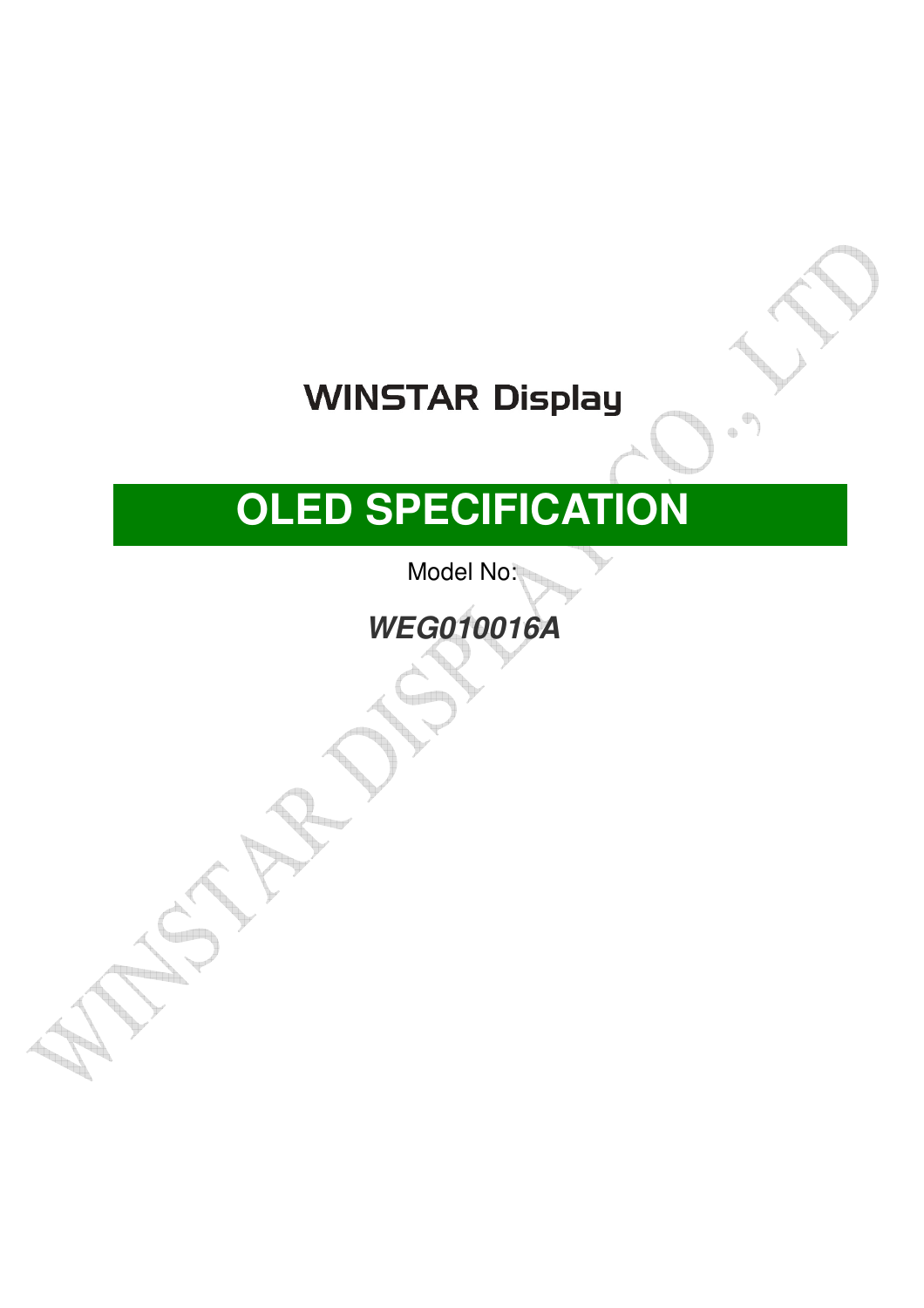# WINSTAR Display

# OLED SPECIFICATION

Model No:

***WEG010016A***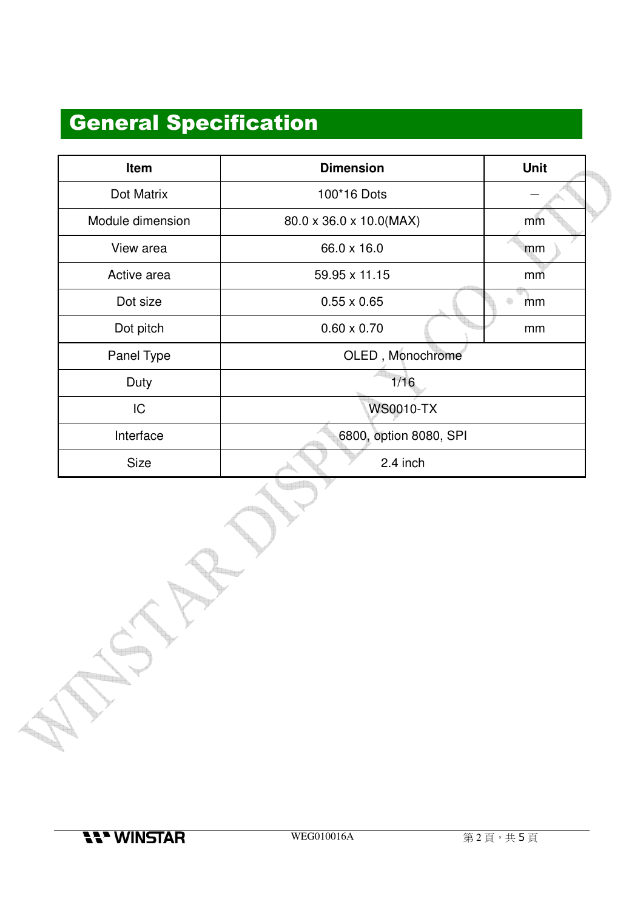# General Specification

| Item | Dimension | Unit |
|---|---|---|
| Dot Matrix | 100*16 Dots | — |
| Module dimension | 80.0 x 36.0 x 10.0(MAX) | mm |
| View area | 66.0 x 16.0 | mm |
| Active area | 59.95 x 11.15 | mm |
| Dot size | 0.55 x 0.65 | mm |
| Dot pitch | 0.60 x 0.70 | mm |
| Panel Type | OLED , Monochrome | |
| Duty | 1/16 | |
| IC | WS0010-TX | |
| Interface | 6800, option 8080, SPI | |
| Size | 2.4 inch | |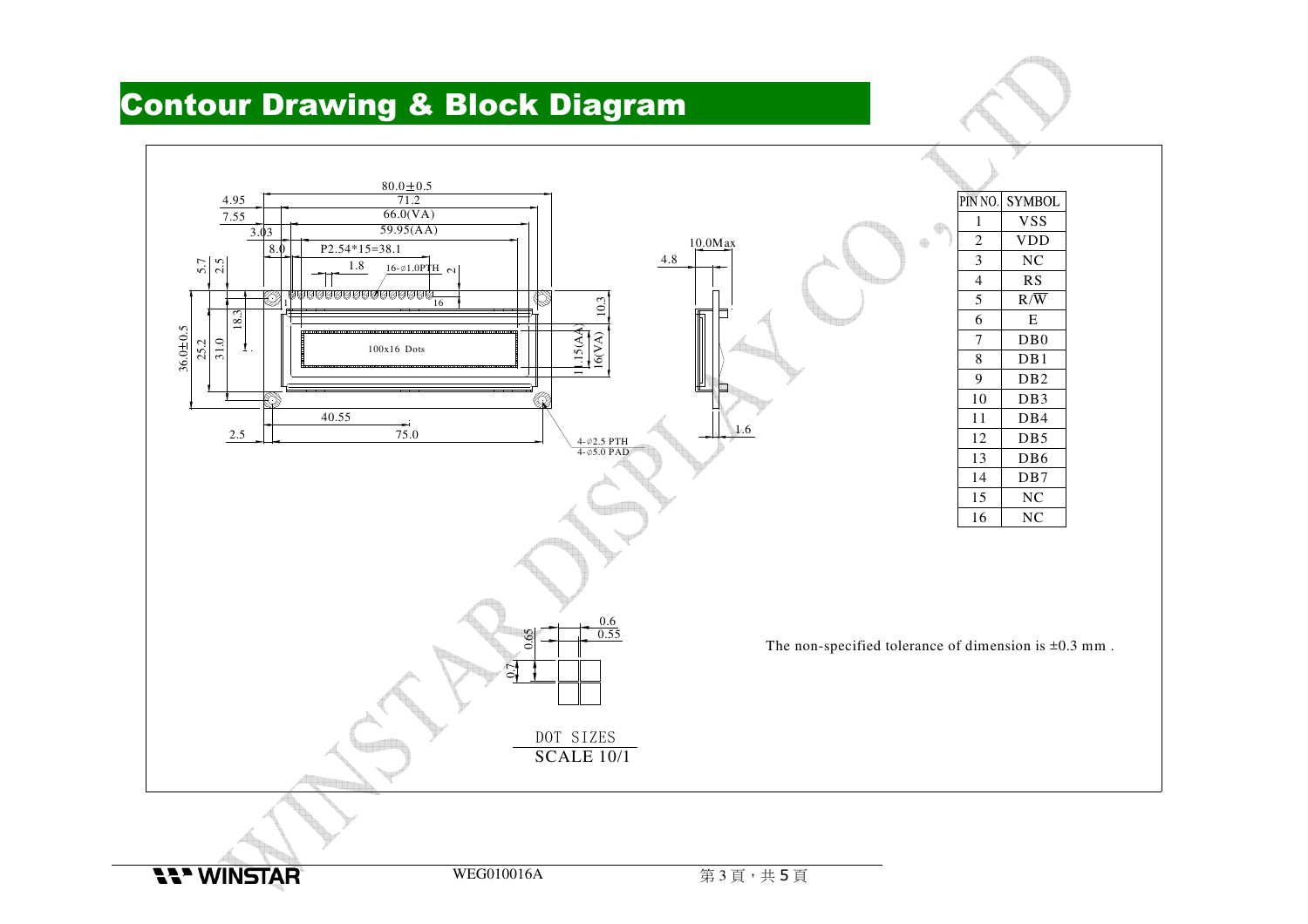# Contour Drawing & Block Diagram

| PIN NO. | SYMBOL |
|---|---|
| 1 | VSS |
| 2 | VDD |
| 3 | NC |
| 4 | RS |
| 5 | R/W |
| 6 | E |
| 7 | DB0 |
| 8 | DB1 |
| 9 | DB2 |
| 10 | DB3 |
| 11 | DB4 |
| 12 | DB5 |
| 13 | DB6 |
| 14 | DB7 |
| 15 | NC |
| 16 | NC |

The non-specified tolerance of dimension is ±0.3 mm .

DOT SIZES
SCALE 10/1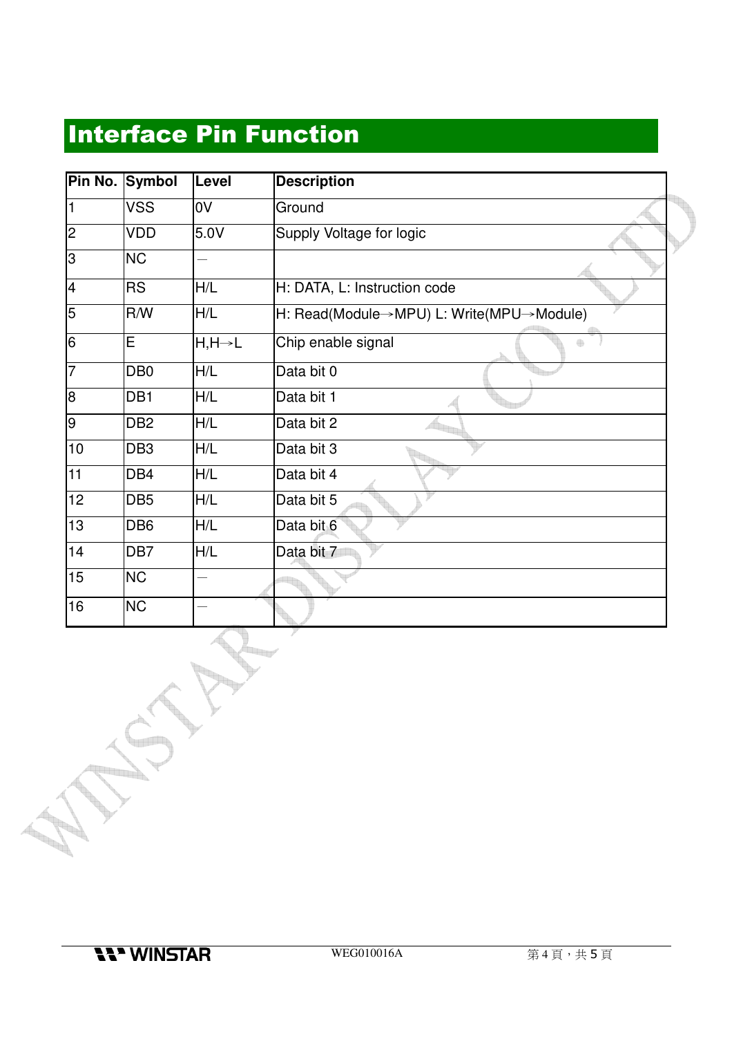# Interface Pin Function

| Pin No. | Symbol | Level | Description |
|---|---|---|---|
| 1 | VSS | 0V | Ground |
| 2 | VDD | 5.0V | Supply Voltage for logic |
| 3 | NC | － | |
| 4 | RS | H/L | H: DATA, L: Instruction code |
| 5 | R/W | H/L | H: Read(Module→MPU) L: Write(MPU→Module) |
| 6 | E | H,H→L | Chip enable signal |
| 7 | DB0 | H/L | Data bit 0 |
| 8 | DB1 | H/L | Data bit 1 |
| 9 | DB2 | H/L | Data bit 2 |
| 10 | DB3 | H/L | Data bit 3 |
| 11 | DB4 | H/L | Data bit 4 |
| 12 | DB5 | H/L | Data bit 5 |
| 13 | DB6 | H/L | Data bit 6 |
| 14 | DB7 | H/L | Data bit 7 |
| 15 | NC | － | |
| 16 | NC | － | |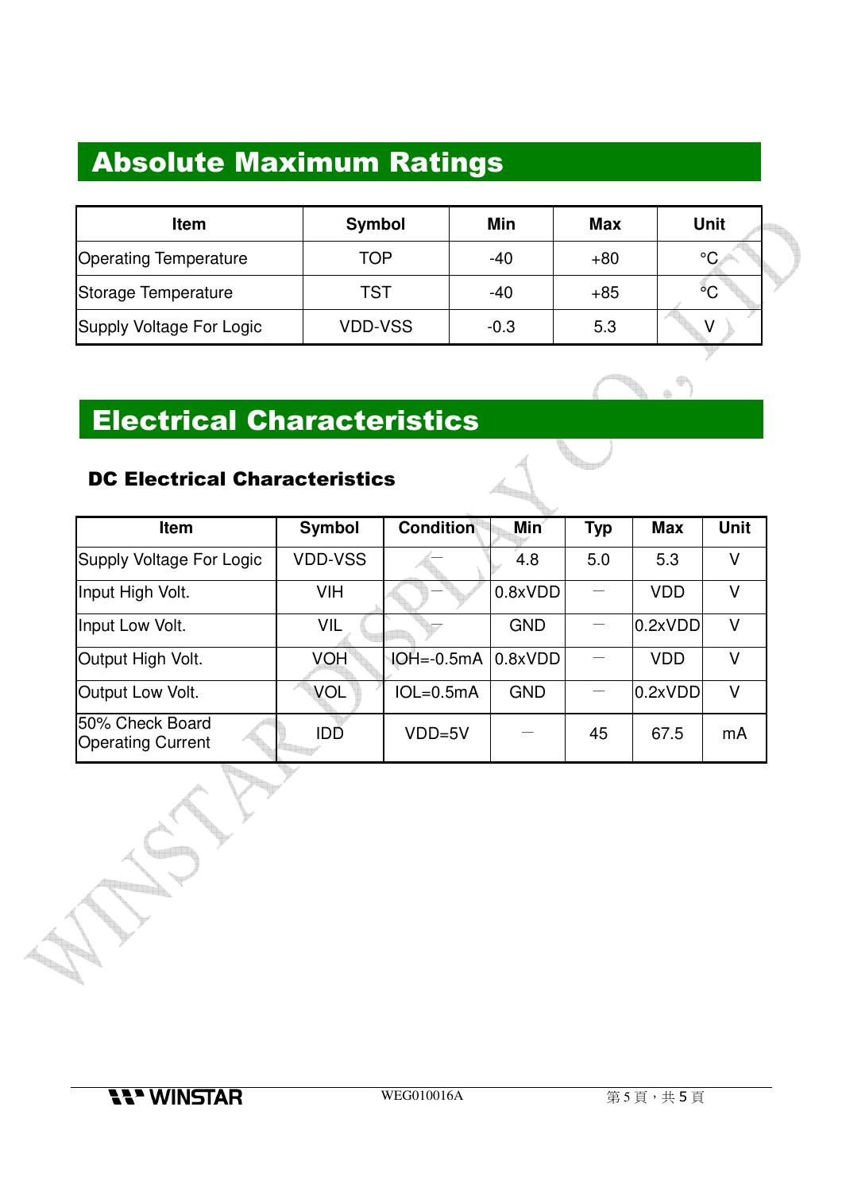# Absolute Maximum Ratings

| Item | Symbol | Min | Max | Unit |
|---|---|---|---|---|
| Operating Temperature | TOP | -40 | +80 | °C |
| Storage Temperature | TST | -40 | +85 | °C |
| Supply Voltage For Logic | VDD-VSS | -0.3 | 5.3 | V |

# Electrical Characteristics

## DC Electrical Characteristics

| Item | Symbol | Condition | Min | Typ | Max | Unit |
|---|---|---|---|---|---|---|
| Supply Voltage For Logic | VDD-VSS | — | 4.8 | 5.0 | 5.3 | V |
| Input High Volt. | VIH | — | 0.8xVDD | — | VDD | V |
| Input Low Volt. | VIL | — | GND | — | 0.2xVDD | V |
| Output High Volt. | VOH | IOH=-0.5mA | 0.8xVDD | — | VDD | V |
| Output Low Volt. | VOL | IOL=0.5mA | GND | — | 0.2xVDD | V |
| 50% Check Board Operating Current | IDD | VDD=5V | — | 45 | 67.5 | mA |